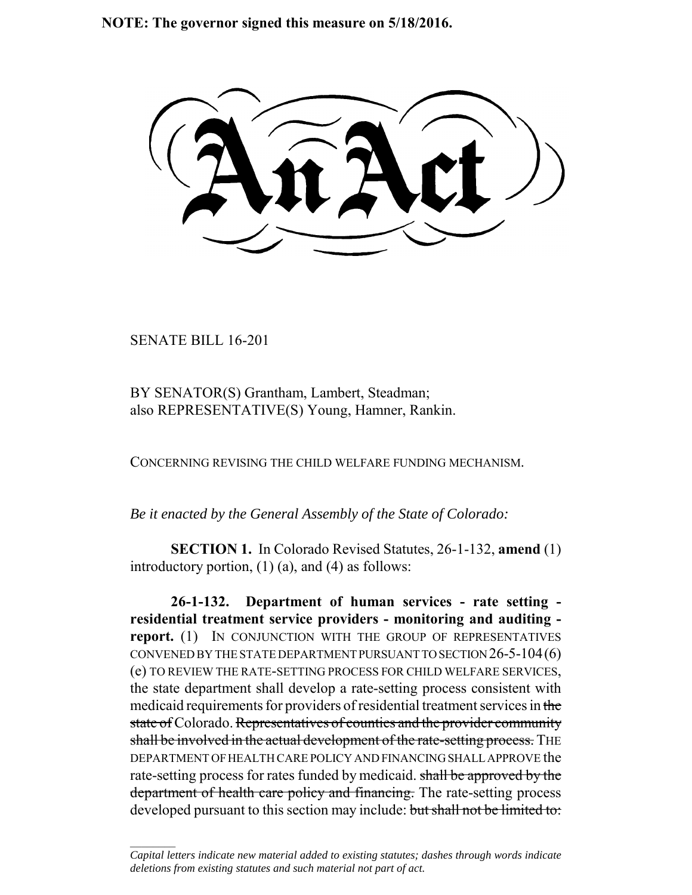**NOTE: The governor signed this measure on 5/18/2016.**

# An Act

SENATE BILL 16-201

BY SENATOR(S) Grantham, Lambert, Steadman;
also REPRESENTATIVE(S) Young, Hamner, Rankin.

CONCERNING REVISING THE CHILD WELFARE FUNDING MECHANISM.

*Be it enacted by the General Assembly of the State of Colorado:*

**SECTION 1.** In Colorado Revised Statutes, 26-1-132, **amend** (1) introductory portion, (1) (a), and (4) as follows:

**26-1-132. Department of human services - rate setting - residential treatment service providers - monitoring and auditing - report.** (1) IN CONJUNCTION WITH THE GROUP OF REPRESENTATIVES CONVENED BY THE STATE DEPARTMENT PURSUANT TO SECTION 26-5-104 (6) (e) TO REVIEW THE RATE-SETTING PROCESS FOR CHILD WELFARE SERVICES, the state department shall develop a rate-setting process consistent with medicaid requirements for providers of residential treatment services in ~~the state of~~ Colorado. ~~Representatives of counties and the provider community shall be involved in the actual development of the rate-setting process.~~ THE DEPARTMENT OF HEALTH CARE POLICY AND FINANCING SHALL APPROVE the rate-setting process for rates funded by medicaid. ~~shall be approved by the department of health care policy and financing.~~ The rate-setting process developed pursuant to this section may include: ~~but shall not be limited to:~~

*Capital letters indicate new material added to existing statutes; dashes through words indicate deletions from existing statutes and such material not part of act.*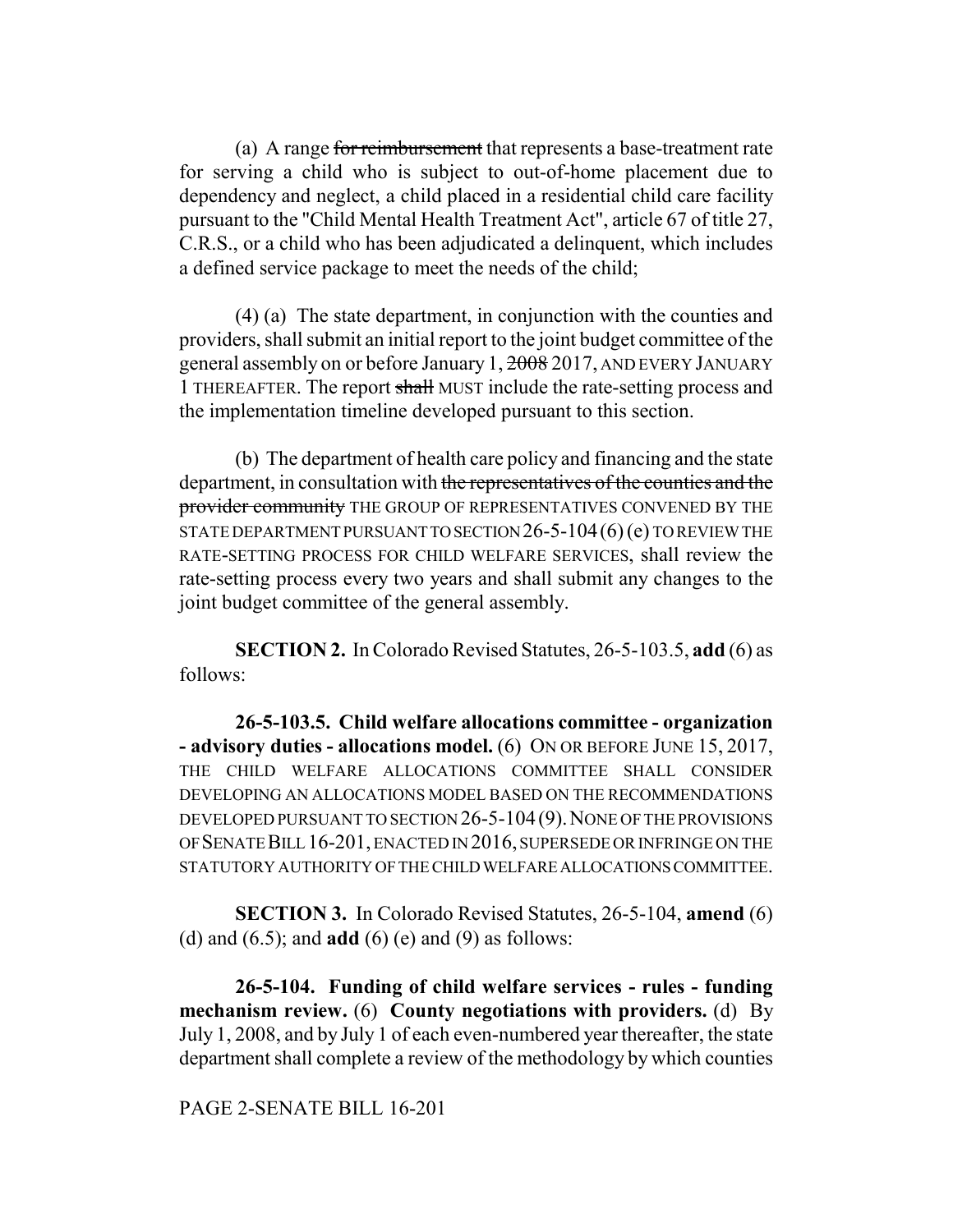(a) A range ~~for reimbursement~~ that represents a base-treatment rate for serving a child who is subject to out-of-home placement due to dependency and neglect, a child placed in a residential child care facility pursuant to the "Child Mental Health Treatment Act", article 67 of title 27, C.R.S., or a child who has been adjudicated a delinquent, which includes a defined service package to meet the needs of the child;

(4) (a) The state department, in conjunction with the counties and providers, shall submit an initial report to the joint budget committee of the general assembly on or before January 1, ~~2008~~ 2017, AND EVERY JANUARY 1 THEREAFTER. The report ~~shall~~ MUST include the rate-setting process and the implementation timeline developed pursuant to this section.

(b) The department of health care policy and financing and the state department, in consultation with ~~the representatives of the counties and the provider community~~ THE GROUP OF REPRESENTATIVES CONVENED BY THE STATE DEPARTMENT PURSUANT TO SECTION 26-5-104 (6) (e) TO REVIEW THE RATE-SETTING PROCESS FOR CHILD WELFARE SERVICES, shall review the rate-setting process every two years and shall submit any changes to the joint budget committee of the general assembly.

**SECTION 2.** In Colorado Revised Statutes, 26-5-103.5, **add** (6) as follows:

**26-5-103.5. Child welfare allocations committee - organization - advisory duties - allocations model.** (6) ON OR BEFORE JUNE 15, 2017, THE CHILD WELFARE ALLOCATIONS COMMITTEE SHALL CONSIDER DEVELOPING AN ALLOCATIONS MODEL BASED ON THE RECOMMENDATIONS DEVELOPED PURSUANT TO SECTION 26-5-104 (9). NONE OF THE PROVISIONS OF SENATE BILL 16-201, ENACTED IN 2016, SUPERSEDE OR INFRINGE ON THE STATUTORY AUTHORITY OF THE CHILD WELFARE ALLOCATIONS COMMITTEE.

**SECTION 3.** In Colorado Revised Statutes, 26-5-104, **amend** (6) (d) and (6.5); and **add** (6) (e) and (9) as follows:

**26-5-104. Funding of child welfare services - rules - funding mechanism review.** (6) **County negotiations with providers.** (d) By July 1, 2008, and by July 1 of each even-numbered year thereafter, the state department shall complete a review of the methodology by which counties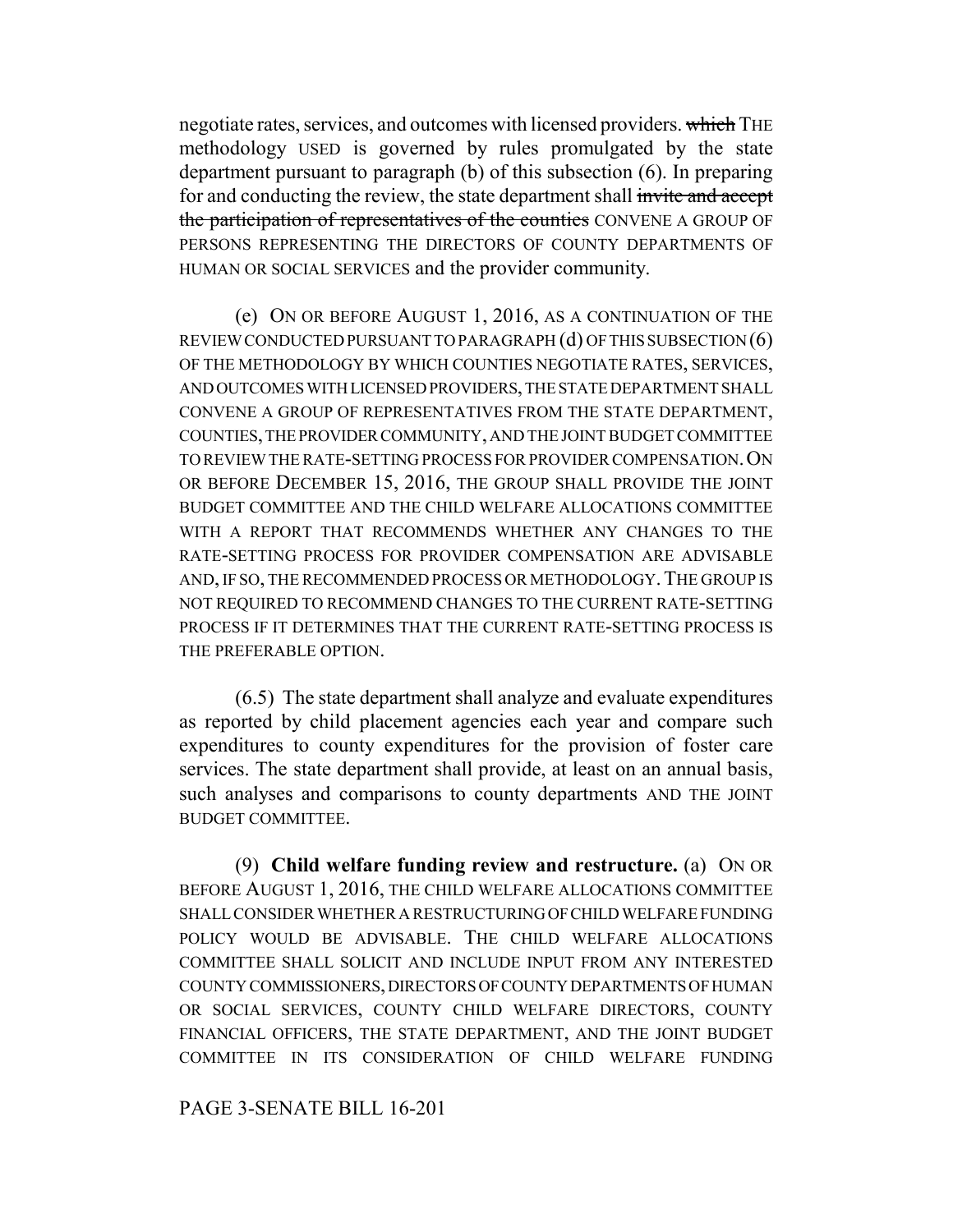negotiate rates, services, and outcomes with licensed providers. ~~which~~ THE methodology USED is governed by rules promulgated by the state department pursuant to paragraph (b) of this subsection (6). In preparing for and conducting the review, the state department shall ~~invite and accept the participation of representatives of the counties~~ CONVENE A GROUP OF PERSONS REPRESENTING THE DIRECTORS OF COUNTY DEPARTMENTS OF HUMAN OR SOCIAL SERVICES and the provider community.

(e) ON OR BEFORE AUGUST 1, 2016, AS A CONTINUATION OF THE REVIEW CONDUCTED PURSUANT TO PARAGRAPH (d) OF THIS SUBSECTION (6) OF THE METHODOLOGY BY WHICH COUNTIES NEGOTIATE RATES, SERVICES, AND OUTCOMES WITH LICENSED PROVIDERS, THE STATE DEPARTMENT SHALL CONVENE A GROUP OF REPRESENTATIVES FROM THE STATE DEPARTMENT, COUNTIES, THE PROVIDER COMMUNITY, AND THE JOINT BUDGET COMMITTEE TO REVIEW THE RATE-SETTING PROCESS FOR PROVIDER COMPENSATION. ON OR BEFORE DECEMBER 15, 2016, THE GROUP SHALL PROVIDE THE JOINT BUDGET COMMITTEE AND THE CHILD WELFARE ALLOCATIONS COMMITTEE WITH A REPORT THAT RECOMMENDS WHETHER ANY CHANGES TO THE RATE-SETTING PROCESS FOR PROVIDER COMPENSATION ARE ADVISABLE AND, IF SO, THE RECOMMENDED PROCESS OR METHODOLOGY. THE GROUP IS NOT REQUIRED TO RECOMMEND CHANGES TO THE CURRENT RATE-SETTING PROCESS IF IT DETERMINES THAT THE CURRENT RATE-SETTING PROCESS IS THE PREFERABLE OPTION.

(6.5) The state department shall analyze and evaluate expenditures as reported by child placement agencies each year and compare such expenditures to county expenditures for the provision of foster care services. The state department shall provide, at least on an annual basis, such analyses and comparisons to county departments AND THE JOINT BUDGET COMMITTEE.

(9) **Child welfare funding review and restructure.** (a) ON OR BEFORE AUGUST 1, 2016, THE CHILD WELFARE ALLOCATIONS COMMITTEE SHALL CONSIDER WHETHER A RESTRUCTURING OF CHILD WELFARE FUNDING POLICY WOULD BE ADVISABLE. THE CHILD WELFARE ALLOCATIONS COMMITTEE SHALL SOLICIT AND INCLUDE INPUT FROM ANY INTERESTED COUNTY COMMISSIONERS, DIRECTORS OF COUNTY DEPARTMENTS OF HUMAN OR SOCIAL SERVICES, COUNTY CHILD WELFARE DIRECTORS, COUNTY FINANCIAL OFFICERS, THE STATE DEPARTMENT, AND THE JOINT BUDGET COMMITTEE IN ITS CONSIDERATION OF CHILD WELFARE FUNDING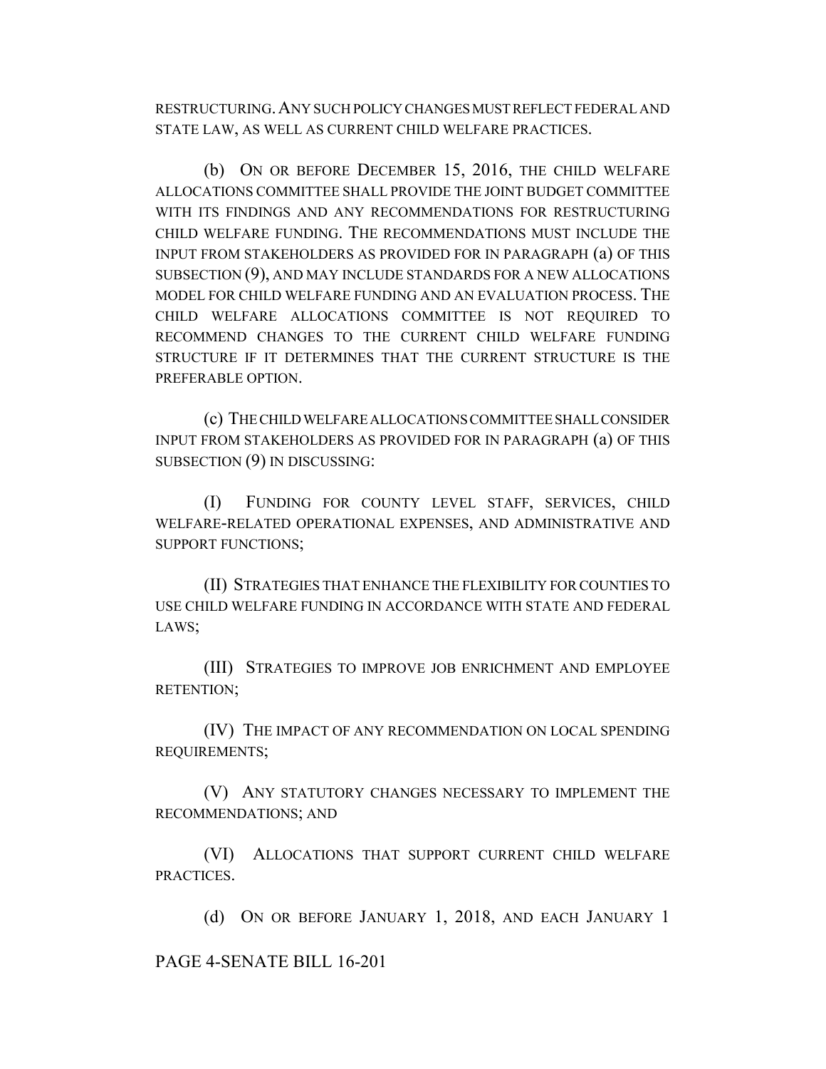RESTRUCTURING. ANY SUCH POLICY CHANGES MUST REFLECT FEDERAL AND STATE LAW, AS WELL AS CURRENT CHILD WELFARE PRACTICES.

(b) ON OR BEFORE DECEMBER 15, 2016, THE CHILD WELFARE ALLOCATIONS COMMITTEE SHALL PROVIDE THE JOINT BUDGET COMMITTEE WITH ITS FINDINGS AND ANY RECOMMENDATIONS FOR RESTRUCTURING CHILD WELFARE FUNDING. THE RECOMMENDATIONS MUST INCLUDE THE INPUT FROM STAKEHOLDERS AS PROVIDED FOR IN PARAGRAPH (a) OF THIS SUBSECTION (9), AND MAY INCLUDE STANDARDS FOR A NEW ALLOCATIONS MODEL FOR CHILD WELFARE FUNDING AND AN EVALUATION PROCESS. THE CHILD WELFARE ALLOCATIONS COMMITTEE IS NOT REQUIRED TO RECOMMEND CHANGES TO THE CURRENT CHILD WELFARE FUNDING STRUCTURE IF IT DETERMINES THAT THE CURRENT STRUCTURE IS THE PREFERABLE OPTION.

(c) THE CHILD WELFARE ALLOCATIONS COMMITTEE SHALL CONSIDER INPUT FROM STAKEHOLDERS AS PROVIDED FOR IN PARAGRAPH (a) OF THIS SUBSECTION (9) IN DISCUSSING:

(I) FUNDING FOR COUNTY LEVEL STAFF, SERVICES, CHILD WELFARE-RELATED OPERATIONAL EXPENSES, AND ADMINISTRATIVE AND SUPPORT FUNCTIONS;

(II) STRATEGIES THAT ENHANCE THE FLEXIBILITY FOR COUNTIES TO USE CHILD WELFARE FUNDING IN ACCORDANCE WITH STATE AND FEDERAL LAWS;

(III) STRATEGIES TO IMPROVE JOB ENRICHMENT AND EMPLOYEE RETENTION;

(IV) THE IMPACT OF ANY RECOMMENDATION ON LOCAL SPENDING REQUIREMENTS;

(V) ANY STATUTORY CHANGES NECESSARY TO IMPLEMENT THE RECOMMENDATIONS; AND

(VI) ALLOCATIONS THAT SUPPORT CURRENT CHILD WELFARE PRACTICES.

(d) ON OR BEFORE JANUARY 1, 2018, AND EACH JANUARY 1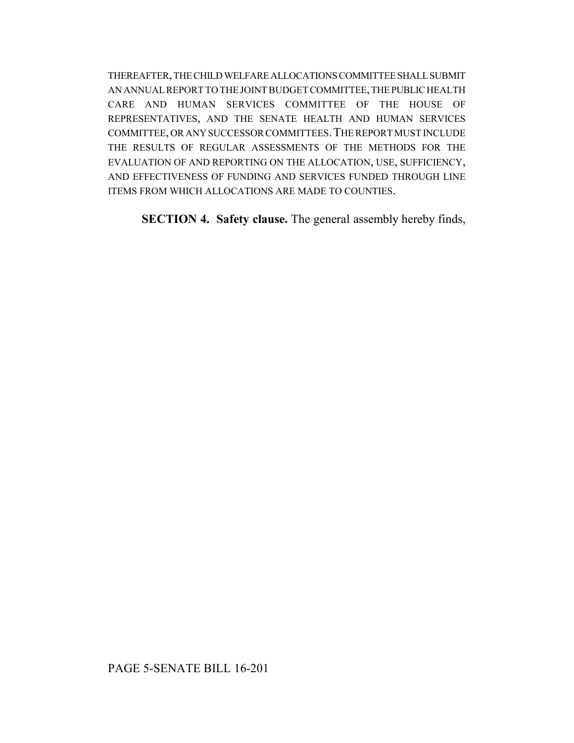THEREAFTER, THE CHILD WELFARE ALLOCATIONS COMMITTEE SHALL SUBMIT AN ANNUAL REPORT TO THE JOINT BUDGET COMMITTEE, THE PUBLIC HEALTH CARE AND HUMAN SERVICES COMMITTEE OF THE HOUSE OF REPRESENTATIVES, AND THE SENATE HEALTH AND HUMAN SERVICES COMMITTEE, OR ANY SUCCESSOR COMMITTEES. THE REPORT MUST INCLUDE THE RESULTS OF REGULAR ASSESSMENTS OF THE METHODS FOR THE EVALUATION OF AND REPORTING ON THE ALLOCATION, USE, SUFFICIENCY, AND EFFECTIVENESS OF FUNDING AND SERVICES FUNDED THROUGH LINE ITEMS FROM WHICH ALLOCATIONS ARE MADE TO COUNTIES.

**SECTION 4. Safety clause.** The general assembly hereby finds,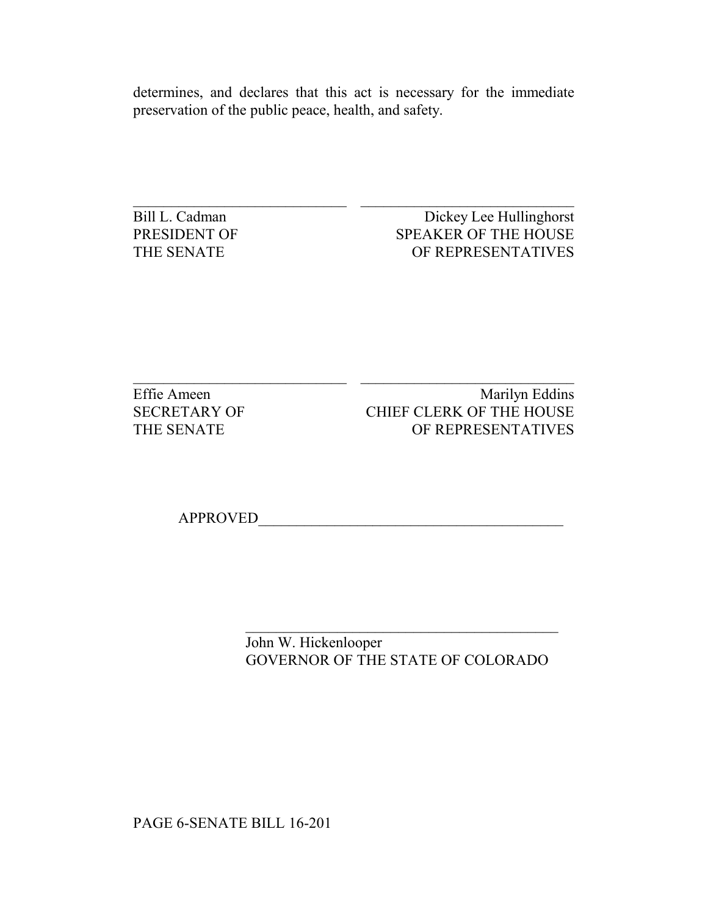determines, and declares that this act is necessary for the immediate preservation of the public peace, health, and safety.

| | |
|---|---|
| \_\_\_\_\_\_\_\_\_\_\_\_\_\_\_\_\_\_\_\_\_\_\_\_\_\_\_\_ | \_\_\_\_\_\_\_\_\_\_\_\_\_\_\_\_\_\_\_\_\_\_\_\_\_\_\_\_ |
| Bill L. Cadman | Dickey Lee Hullinghorst |
| PRESIDENT OF THE SENATE | SPEAKER OF THE HOUSE OF REPRESENTATIVES |

| | |
|---|---|
| \_\_\_\_\_\_\_\_\_\_\_\_\_\_\_\_\_\_\_\_\_\_\_\_\_\_\_\_ | \_\_\_\_\_\_\_\_\_\_\_\_\_\_\_\_\_\_\_\_\_\_\_\_\_\_\_\_ |
| Effie Ameen | Marilyn Eddins |
| SECRETARY OF THE SENATE | CHIEF CLERK OF THE HOUSE OF REPRESENTATIVES |

APPROVED\_\_\_\_\_\_\_\_\_\_\_\_\_\_\_\_\_\_\_\_\_\_\_\_\_\_\_\_\_\_\_\_\_\_\_\_\_\_\_\_

\_\_\_\_\_\_\_\_\_\_\_\_\_\_\_\_\_\_\_\_\_\_\_\_\_\_\_\_\_\_\_\_\_\_\_\_\_\_\_\_

John W. Hickenlooper
GOVERNOR OF THE STATE OF COLORADO

PAGE 6-SENATE BILL 16-201